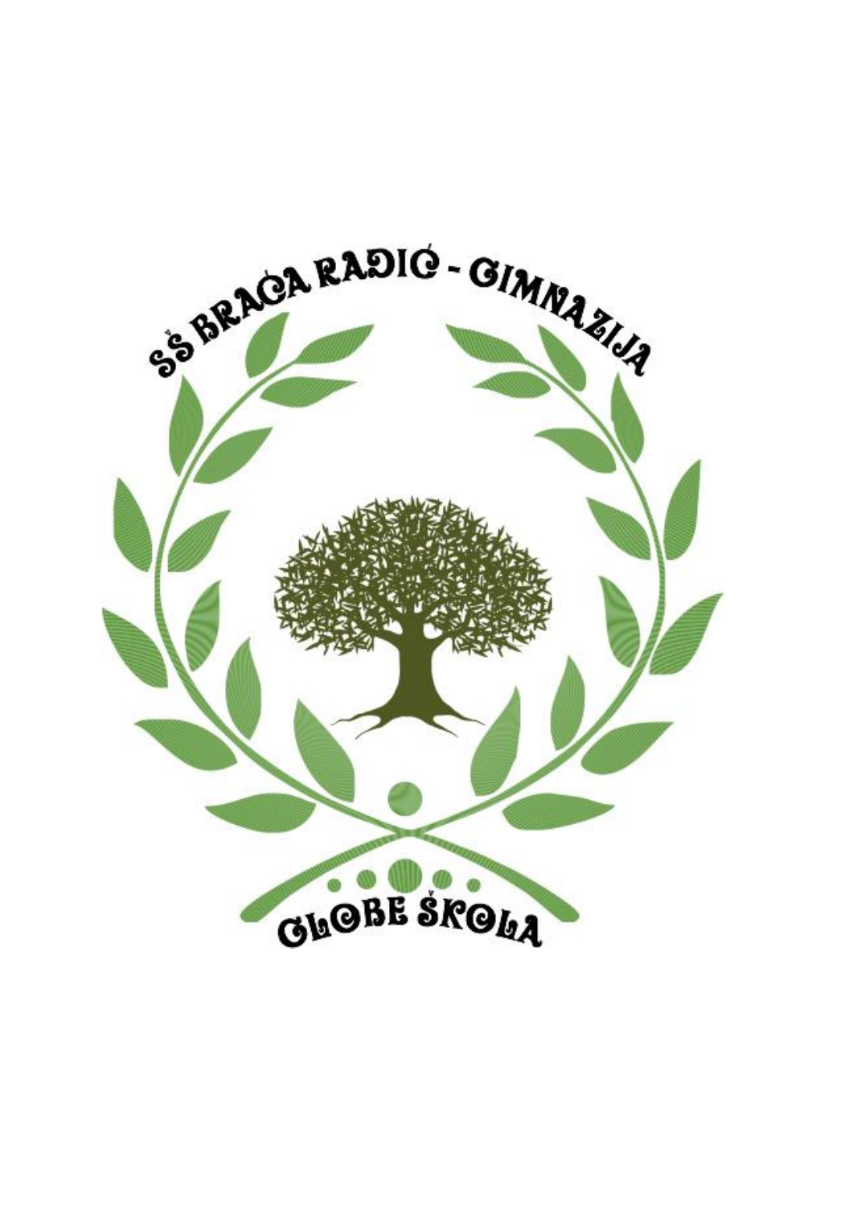SŠ BRAĆA RADIĆ - GIMNAZIJA

GLOBE ŠKOLA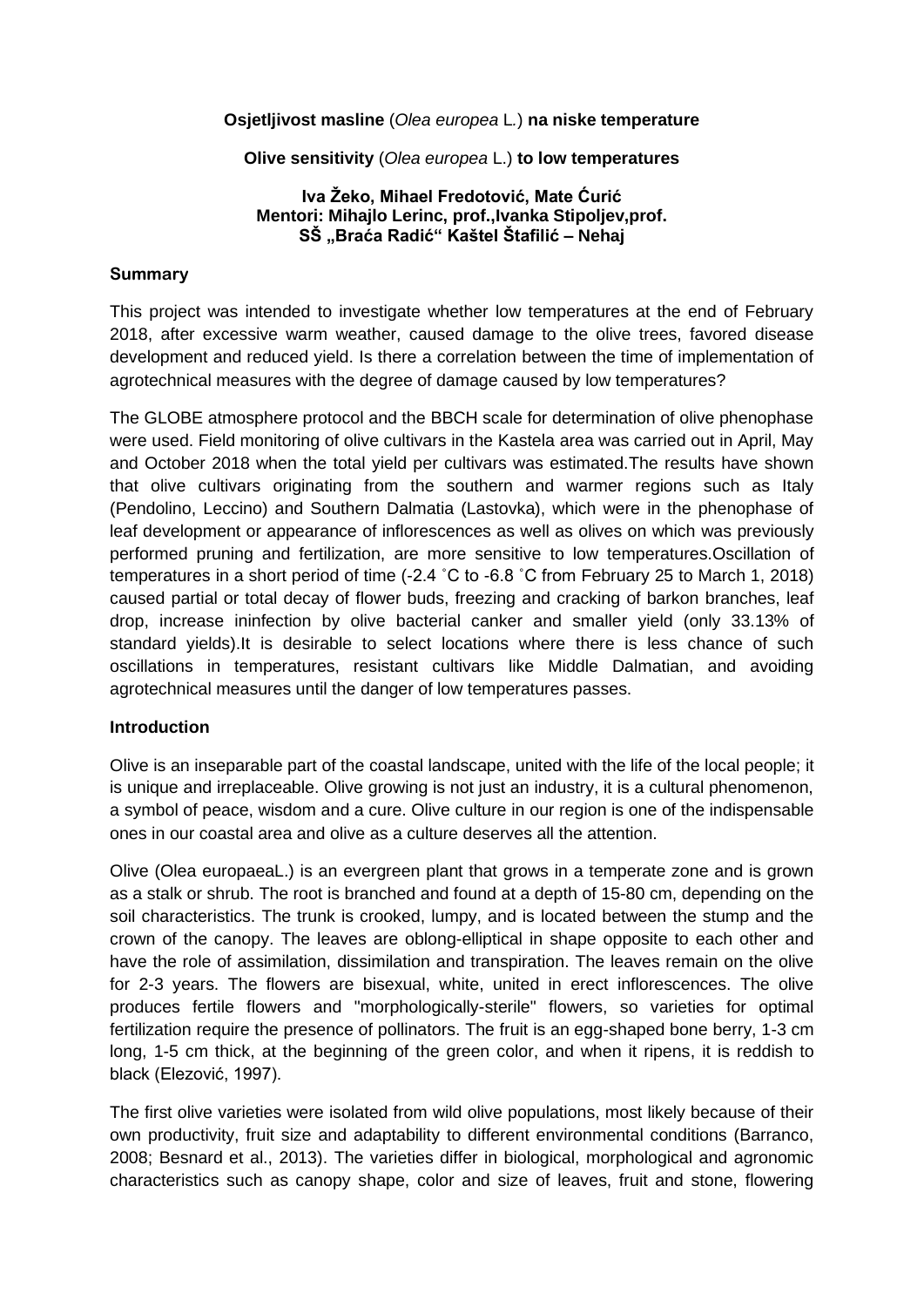**Osjetljivost masline** (*Olea europea* L.) **na niske temperature**

**Olive sensitivity** (*Olea europea* L.) **to low temperatures**

**Iva Žeko, Mihael Fredotović, Mate Ćurić**
**Mentori: Mihajlo Lerinc, prof.,Ivanka Stipoljev,prof.**
**SŠ „Braća Radić" Kaštel Štafilić – Nehaj**

### Summary

This project was intended to investigate whether low temperatures at the end of February 2018, after excessive warm weather, caused damage to the olive trees, favored disease development and reduced yield. Is there a correlation between the time of implementation of agrotechnical measures with the degree of damage caused by low temperatures?

The GLOBE atmosphere protocol and the BBCH scale for determination of olive phenophase were used. Field monitoring of olive cultivars in the Kastela area was carried out in April, May and October 2018 when the total yield per cultivars was estimated.The results have shown that olive cultivars originating from the southern and warmer regions such as Italy (Pendolino, Leccino) and Southern Dalmatia (Lastovka), which were in the phenophase of leaf development or appearance of inflorescences as well as olives on which was previously performed pruning and fertilization, are more sensitive to low temperatures.Oscillation of temperatures in a short period of time (-2.4 ˚C to -6.8 ˚C from February 25 to March 1, 2018) caused partial or total decay of flower buds, freezing and cracking of barkon branches, leaf drop, increase ininfection by olive bacterial canker and smaller yield (only 33.13% of standard yields).It is desirable to select locations where there is less chance of such oscillations in temperatures, resistant cultivars like Middle Dalmatian, and avoiding agrotechnical measures until the danger of low temperatures passes.

### Introduction

Olive is an inseparable part of the coastal landscape, united with the life of the local people; it is unique and irreplaceable. Olive growing is not just an industry, it is a cultural phenomenon, a symbol of peace, wisdom and a cure. Olive culture in our region is one of the indispensable ones in our coastal area and olive as a culture deserves all the attention.

Olive (Olea europaeaL.) is an evergreen plant that grows in a temperate zone and is grown as a stalk or shrub. The root is branched and found at a depth of 15-80 cm, depending on the soil characteristics. The trunk is crooked, lumpy, and is located between the stump and the crown of the canopy. The leaves are oblong-elliptical in shape opposite to each other and have the role of assimilation, dissimilation and transpiration. The leaves remain on the olive for 2-3 years. The flowers are bisexual, white, united in erect inflorescences. The olive produces fertile flowers and "morphologically-sterile" flowers, so varieties for optimal fertilization require the presence of pollinators. The fruit is an egg-shaped bone berry, 1-3 cm long, 1-5 cm thick, at the beginning of the green color, and when it ripens, it is reddish to black (Elezović, 1997).

The first olive varieties were isolated from wild olive populations, most likely because of their own productivity, fruit size and adaptability to different environmental conditions (Barranco, 2008; Besnard et al., 2013). The varieties differ in biological, morphological and agronomic characteristics such as canopy shape, color and size of leaves, fruit and stone, flowering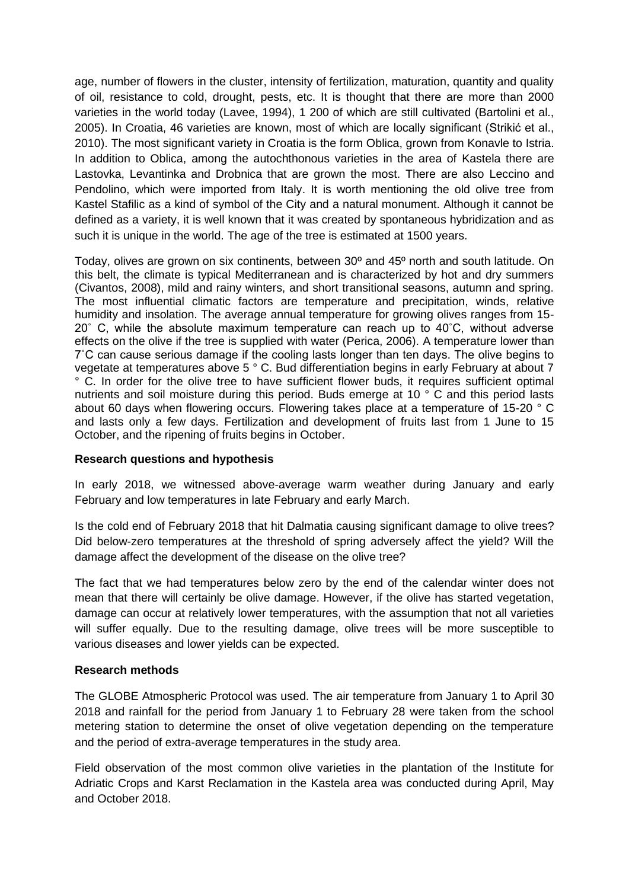age, number of flowers in the cluster, intensity of fertilization, maturation, quantity and quality of oil, resistance to cold, drought, pests, etc. It is thought that there are more than 2000 varieties in the world today (Lavee, 1994), 1 200 of which are still cultivated (Bartolini et al., 2005). In Croatia, 46 varieties are known, most of which are locally significant (Strikić et al., 2010). The most significant variety in Croatia is the form Oblica, grown from Konavle to Istria. In addition to Oblica, among the autochthonous varieties in the area of Kastela there are Lastovka, Levantinka and Drobnica that are grown the most. There are also Leccino and Pendolino, which were imported from Italy. It is worth mentioning the old olive tree from Kastel Stafilic as a kind of symbol of the City and a natural monument. Although it cannot be defined as a variety, it is well known that it was created by spontaneous hybridization and as such it is unique in the world. The age of the tree is estimated at 1500 years.

Today, olives are grown on six continents, between 30º and 45º north and south latitude. On this belt, the climate is typical Mediterranean and is characterized by hot and dry summers (Civantos, 2008), mild and rainy winters, and short transitional seasons, autumn and spring. The most influential climatic factors are temperature and precipitation, winds, relative humidity and insolation. The average annual temperature for growing olives ranges from 15-20˚ C, while the absolute maximum temperature can reach up to 40˚C, without adverse effects on the olive if the tree is supplied with water (Perica, 2006). A temperature lower than 7˚C can cause serious damage if the cooling lasts longer than ten days. The olive begins to vegetate at temperatures above 5 ° C. Bud differentiation begins in early February at about 7 ° C. In order for the olive tree to have sufficient flower buds, it requires sufficient optimal nutrients and soil moisture during this period. Buds emerge at 10 ° C and this period lasts about 60 days when flowering occurs. Flowering takes place at a temperature of 15-20 ° C and lasts only a few days. Fertilization and development of fruits last from 1 June to 15 October, and the ripening of fruits begins in October.

**Research questions and hypothesis**

In early 2018, we witnessed above-average warm weather during January and early February and low temperatures in late February and early March.

Is the cold end of February 2018 that hit Dalmatia causing significant damage to olive trees? Did below-zero temperatures at the threshold of spring adversely affect the yield? Will the damage affect the development of the disease on the olive tree?

The fact that we had temperatures below zero by the end of the calendar winter does not mean that there will certainly be olive damage. However, if the olive has started vegetation, damage can occur at relatively lower temperatures, with the assumption that not all varieties will suffer equally. Due to the resulting damage, olive trees will be more susceptible to various diseases and lower yields can be expected.

**Research methods**

The GLOBE Atmospheric Protocol was used. The air temperature from January 1 to April 30 2018 and rainfall for the period from January 1 to February 28 were taken from the school metering station to determine the onset of olive vegetation depending on the temperature and the period of extra-average temperatures in the study area.

Field observation of the most common olive varieties in the plantation of the Institute for Adriatic Crops and Karst Reclamation in the Kastela area was conducted during April, May and October 2018.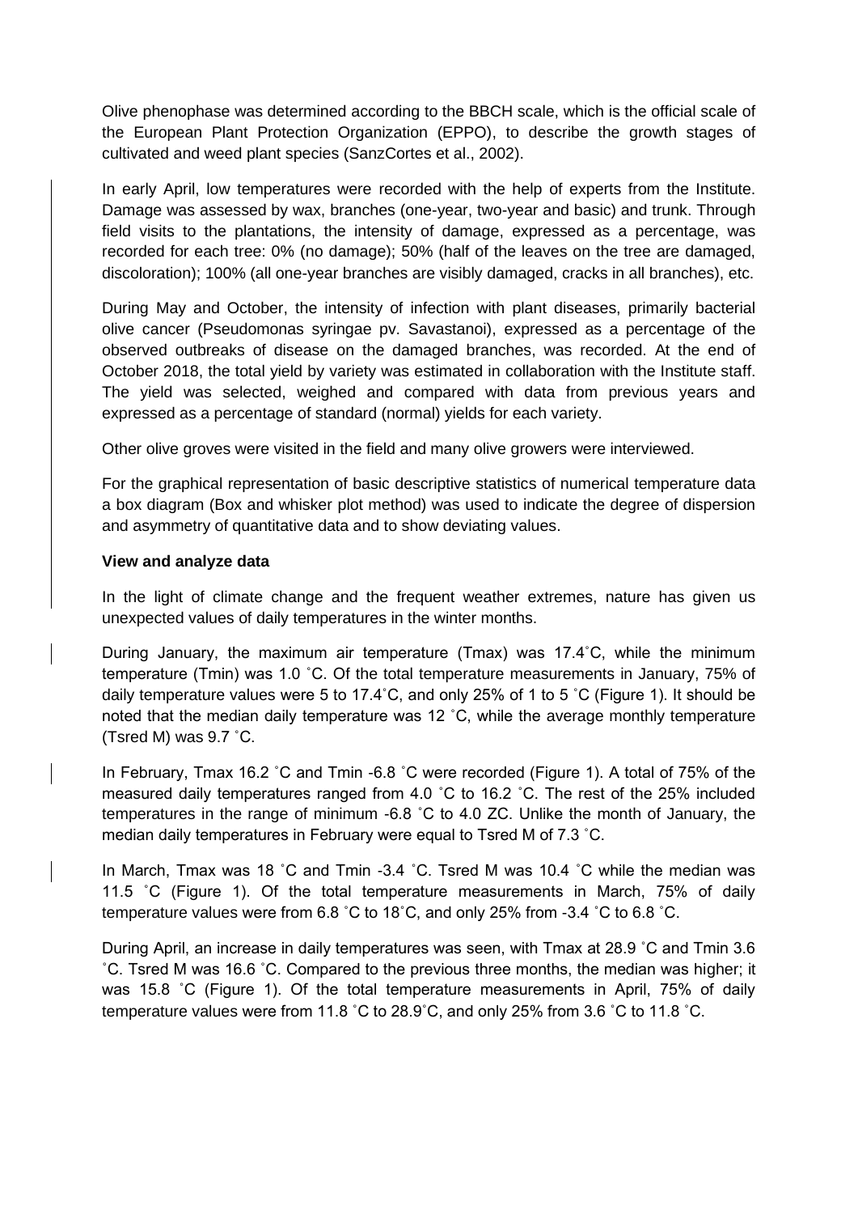Olive phenophase was determined according to the BBCH scale, which is the official scale of the European Plant Protection Organization (EPPO), to describe the growth stages of cultivated and weed plant species (SanzCortes et al., 2002).

In early April, low temperatures were recorded with the help of experts from the Institute. Damage was assessed by wax, branches (one-year, two-year and basic) and trunk. Through field visits to the plantations, the intensity of damage, expressed as a percentage, was recorded for each tree: 0% (no damage); 50% (half of the leaves on the tree are damaged, discoloration); 100% (all one-year branches are visibly damaged, cracks in all branches), etc.

During May and October, the intensity of infection with plant diseases, primarily bacterial olive cancer (Pseudomonas syringae pv. Savastanoi), expressed as a percentage of the observed outbreaks of disease on the damaged branches, was recorded. At the end of October 2018, the total yield by variety was estimated in collaboration with the Institute staff. The yield was selected, weighed and compared with data from previous years and expressed as a percentage of standard (normal) yields for each variety.

Other olive groves were visited in the field and many olive growers were interviewed.

For the graphical representation of basic descriptive statistics of numerical temperature data a box diagram (Box and whisker plot method) was used to indicate the degree of dispersion and asymmetry of quantitative data and to show deviating values.

**View and analyze data**

In the light of climate change and the frequent weather extremes, nature has given us unexpected values of daily temperatures in the winter months.

During January, the maximum air temperature (Tmax) was 17.4˚C, while the minimum temperature (Tmin) was 1.0 ˚C. Of the total temperature measurements in January, 75% of daily temperature values were 5 to 17.4˚C, and only 25% of 1 to 5 ˚C (Figure 1). It should be noted that the median daily temperature was 12 ˚C, while the average monthly temperature (Tsred M) was 9.7 ˚C.

In February, Tmax 16.2 ˚C and Tmin -6.8 ˚C were recorded (Figure 1). A total of 75% of the measured daily temperatures ranged from 4.0 ˚C to 16.2 ˚C. The rest of the 25% included temperatures in the range of minimum -6.8 ˚C to 4.0 ZC. Unlike the month of January, the median daily temperatures in February were equal to Tsred M of 7.3 ˚C.

In March, Tmax was 18 ˚C and Tmin -3.4 ˚C. Tsred M was 10.4 ˚C while the median was 11.5 ˚C (Figure 1). Of the total temperature measurements in March, 75% of daily temperature values were from 6.8 ˚C to 18˚C, and only 25% from -3.4 ˚C to 6.8 ˚C.

During April, an increase in daily temperatures was seen, with Tmax at 28.9 ˚C and Tmin 3.6 ˚C. Tsred M was 16.6 ˚C. Compared to the previous three months, the median was higher; it was 15.8 ˚C (Figure 1). Of the total temperature measurements in April, 75% of daily temperature values were from 11.8 ˚C to 28.9˚C, and only 25% from 3.6 ˚C to 11.8 ˚C.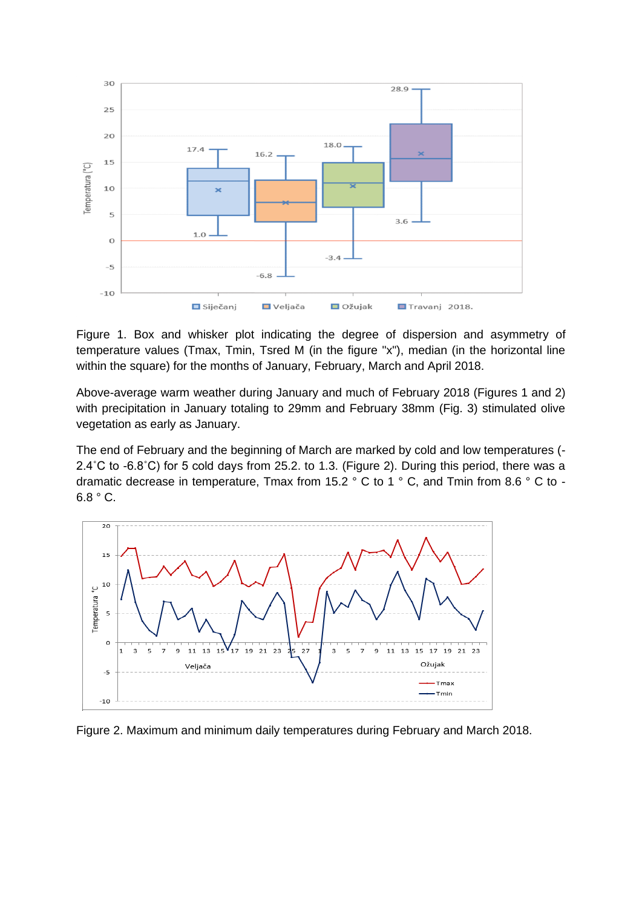Figure 1. Box and whisker plot indicating the degree of dispersion and asymmetry of temperature values (Tmax, Tmin, Tsred M (in the figure "x"), median (in the horizontal line within the square) for the months of January, February, March and April 2018.

Above-average warm weather during January and much of February 2018 (Figures 1 and 2) with precipitation in January totaling to 29mm and February 38mm (Fig. 3) stimulated olive vegetation as early as January.

The end of February and the beginning of March are marked by cold and low temperatures (-2.4˚C to -6.8˚C) for 5 cold days from 25.2. to 1.3. (Figure 2). During this period, there was a dramatic decrease in temperature, Tmax from 15.2 ° C to 1 ° C, and Tmin from 8.6 ° C to -6.8 ° C.

Figure 2. Maximum and minimum daily temperatures during February and March 2018.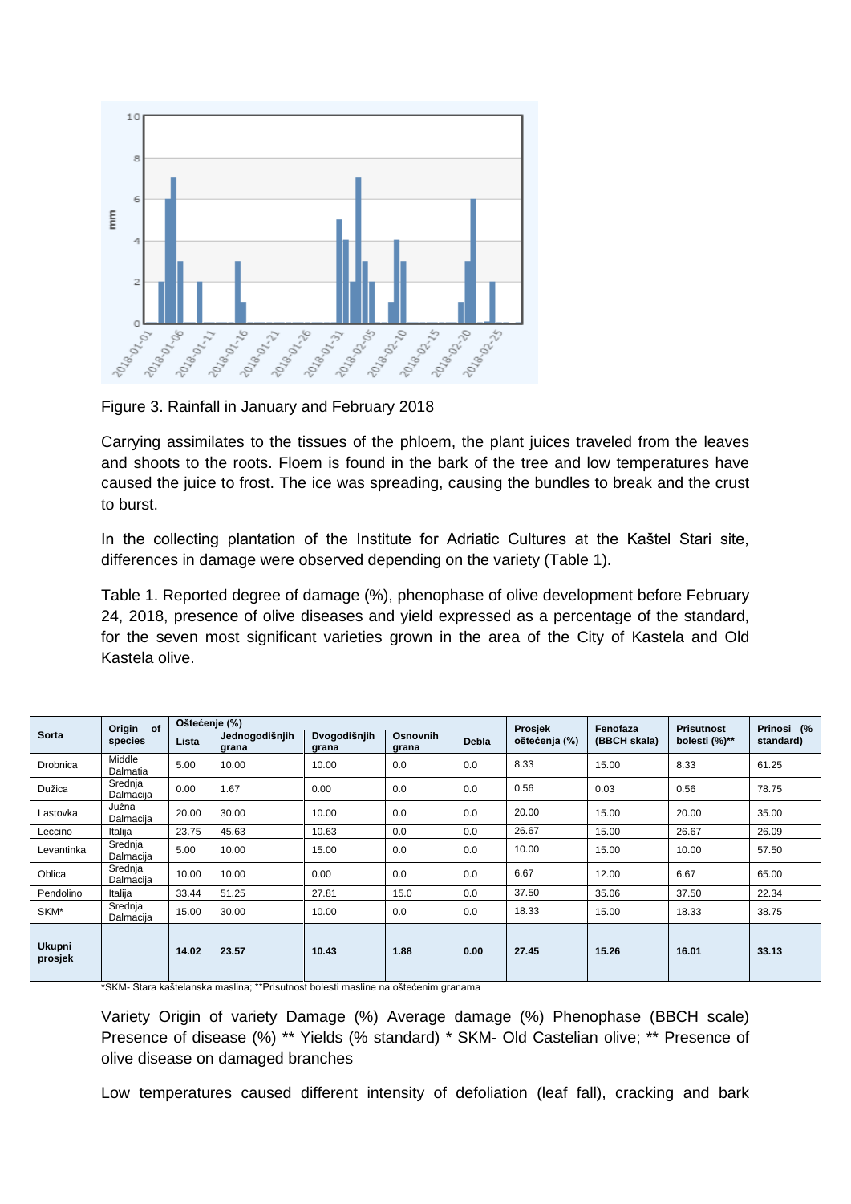Figure 3. Rainfall in January and February 2018

Carrying assimilates to the tissues of the phloem, the plant juices traveled from the leaves and shoots to the roots. Floem is found in the bark of the tree and low temperatures have caused the juice to frost. The ice was spreading, causing the bundles to break and the crust to burst.

In the collecting plantation of the Institute for Adriatic Cultures at the Kaštel Stari site, differences in damage were observed depending on the variety (Table 1).

Table 1. Reported degree of damage (%), phenophase of olive development before February 24, 2018, presence of olive diseases and yield expressed as a percentage of the standard, for the seven most significant varieties grown in the area of the City of Kastela and Old Kastela olive.

| Sorta | Origin of species | Oštećenje (%) | | | | | Prosjek oštećenja (%) | Fenofaza (BBCH skala) | Prisutnost bolesti (%)** | Prinosi (% standard) |
|---|---|---|---|---|---|---|---|---|---|---|
| | | Lista | Jednogodišnjih grana | Dvogodišnjih grana | Osnovnih grana | Debla | | | | |
| Drobnica | Middle Dalmatia | 5.00 | 10.00 | 10.00 | 0.0 | 0.0 | 8.33 | 15.00 | 8.33 | 61.25 |
| Dužica | Srednja Dalmacija | 0.00 | 1.67 | 0.00 | 0.0 | 0.0 | 0.56 | 0.03 | 0.56 | 78.75 |
| Lastovka | Južna Dalmacija | 20.00 | 30.00 | 10.00 | 0.0 | 0.0 | 20.00 | 15.00 | 20.00 | 35.00 |
| Leccino | Italija | 23.75 | 45.63 | 10.63 | 0.0 | 0.0 | 26.67 | 15.00 | 26.67 | 26.09 |
| Levantinka | Srednja Dalmacija | 5.00 | 10.00 | 15.00 | 0.0 | 0.0 | 10.00 | 15.00 | 10.00 | 57.50 |
| Oblica | Srednja Dalmacija | 10.00 | 10.00 | 0.00 | 0.0 | 0.0 | 6.67 | 12.00 | 6.67 | 65.00 |
| Pendolino | Italija | 33.44 | 51.25 | 27.81 | 15.0 | 0.0 | 37.50 | 35.06 | 37.50 | 22.34 |
| SKM* | Srednja Dalmacija | 15.00 | 30.00 | 10.00 | 0.0 | 0.0 | 18.33 | 15.00 | 18.33 | 38.75 |
| **Ukupni prosjek** | | **14.02** | **23.57** | **10.43** | **1.88** | **0.00** | **27.45** | **15.26** | **16.01** | **33.13** |

*SKM- Stara kaštelanska maslina; **Prisutnost bolesti masline na oštećenim granama

Variety Origin of variety Damage (%) Average damage (%) Phenophase (BBCH scale) Presence of disease (%) ** Yields (% standard) * SKM- Old Castelian olive; ** Presence of olive disease on damaged branches

Low temperatures caused different intensity of defoliation (leaf fall), cracking and bark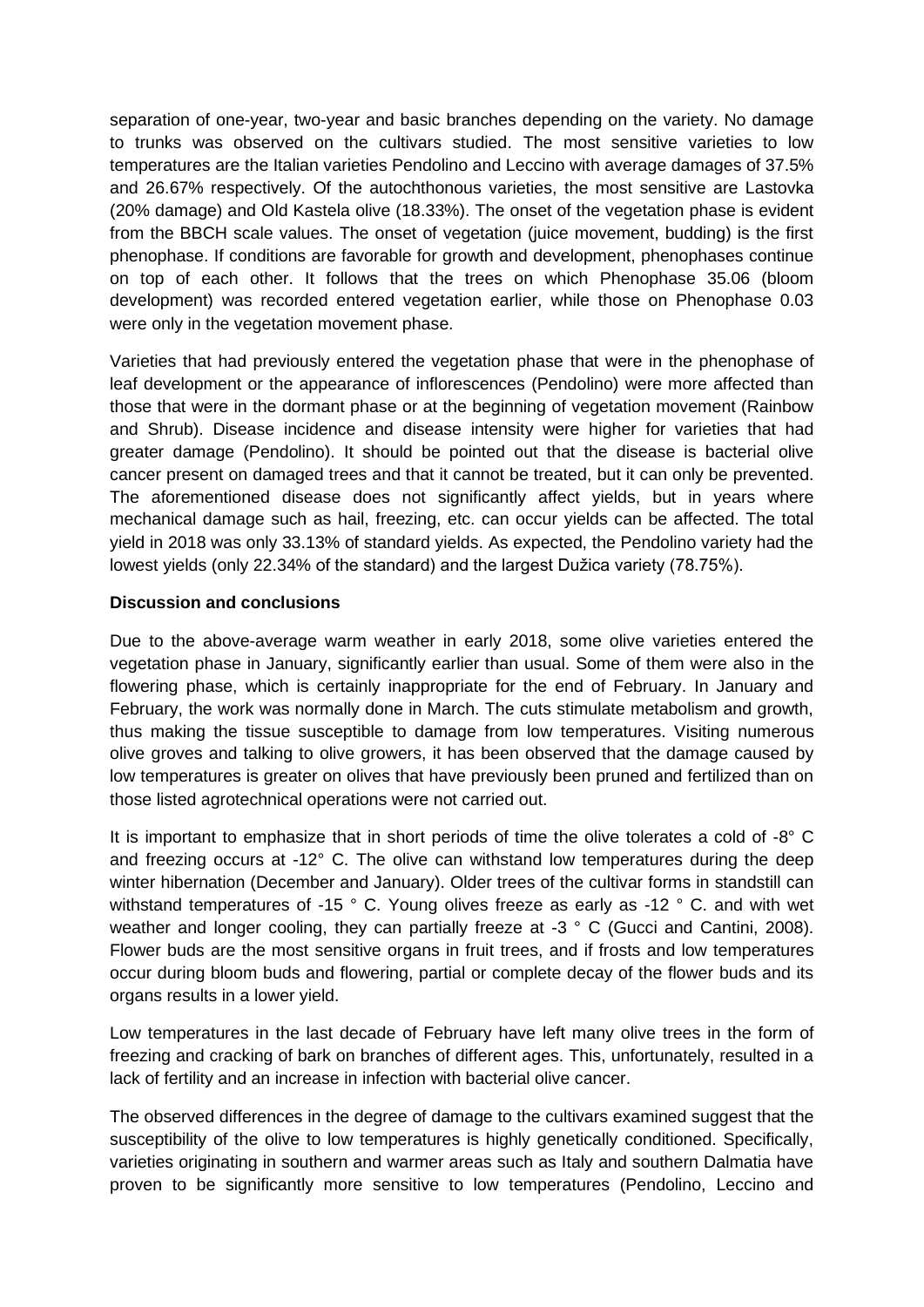separation of one-year, two-year and basic branches depending on the variety. No damage to trunks was observed on the cultivars studied. The most sensitive varieties to low temperatures are the Italian varieties Pendolino and Leccino with average damages of 37.5% and 26.67% respectively. Of the autochthonous varieties, the most sensitive are Lastovka (20% damage) and Old Kastela olive (18.33%). The onset of the vegetation phase is evident from the BBCH scale values. The onset of vegetation (juice movement, budding) is the first phenophase. If conditions are favorable for growth and development, phenophases continue on top of each other. It follows that the trees on which Phenophase 35.06 (bloom development) was recorded entered vegetation earlier, while those on Phenophase 0.03 were only in the vegetation movement phase.

Varieties that had previously entered the vegetation phase that were in the phenophase of leaf development or the appearance of inflorescences (Pendolino) were more affected than those that were in the dormant phase or at the beginning of vegetation movement (Rainbow and Shrub). Disease incidence and disease intensity were higher for varieties that had greater damage (Pendolino). It should be pointed out that the disease is bacterial olive cancer present on damaged trees and that it cannot be treated, but it can only be prevented. The aforementioned disease does not significantly affect yields, but in years where mechanical damage such as hail, freezing, etc. can occur yields can be affected. The total yield in 2018 was only 33.13% of standard yields. As expected, the Pendolino variety had the lowest yields (only 22.34% of the standard) and the largest Dužica variety (78.75%).

**Discussion and conclusions**

Due to the above-average warm weather in early 2018, some olive varieties entered the vegetation phase in January, significantly earlier than usual. Some of them were also in the flowering phase, which is certainly inappropriate for the end of February. In January and February, the work was normally done in March. The cuts stimulate metabolism and growth, thus making the tissue susceptible to damage from low temperatures. Visiting numerous olive groves and talking to olive growers, it has been observed that the damage caused by low temperatures is greater on olives that have previously been pruned and fertilized than on those listed agrotechnical operations were not carried out.

It is important to emphasize that in short periods of time the olive tolerates a cold of -8° C and freezing occurs at -12° C. The olive can withstand low temperatures during the deep winter hibernation (December and January). Older trees of the cultivar forms in standstill can withstand temperatures of -15 ° C. Young olives freeze as early as -12 ° C. and with wet weather and longer cooling, they can partially freeze at -3 ° C (Gucci and Cantini, 2008). Flower buds are the most sensitive organs in fruit trees, and if frosts and low temperatures occur during bloom buds and flowering, partial or complete decay of the flower buds and its organs results in a lower yield.

Low temperatures in the last decade of February have left many olive trees in the form of freezing and cracking of bark on branches of different ages. This, unfortunately, resulted in a lack of fertility and an increase in infection with bacterial olive cancer.

The observed differences in the degree of damage to the cultivars examined suggest that the susceptibility of the olive to low temperatures is highly genetically conditioned. Specifically, varieties originating in southern and warmer areas such as Italy and southern Dalmatia have proven to be significantly more sensitive to low temperatures (Pendolino, Leccino and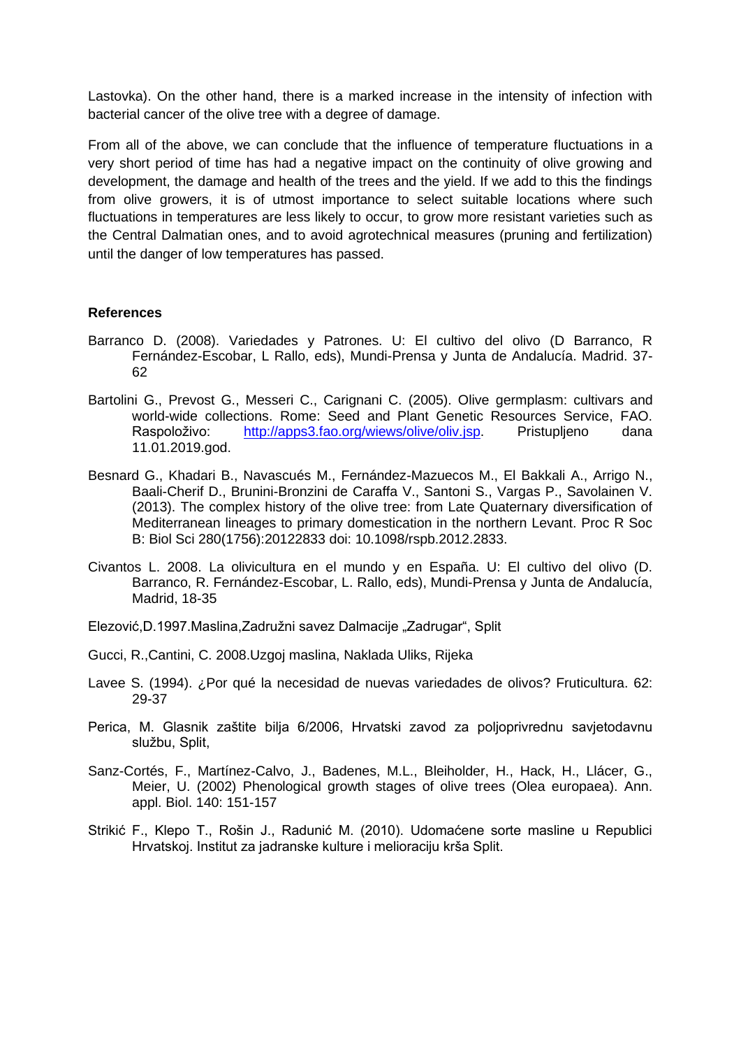Lastovka). On the other hand, there is a marked increase in the intensity of infection with bacterial cancer of the olive tree with a degree of damage.

From all of the above, we can conclude that the influence of temperature fluctuations in a very short period of time has had a negative impact on the continuity of olive growing and development, the damage and health of the trees and the yield. If we add to this the findings from olive growers, it is of utmost importance to select suitable locations where such fluctuations in temperatures are less likely to occur, to grow more resistant varieties such as the Central Dalmatian ones, and to avoid agrotechnical measures (pruning and fertilization) until the danger of low temperatures has passed.

**References**

Barranco D. (2008). Variedades y Patrones. U: El cultivo del olivo (D Barranco, R Fernández-Escobar, L Rallo, eds), Mundi-Prensa y Junta de Andalucía. Madrid. 37-62

Bartolini G., Prevost G., Messeri C., Carignani C. (2005). Olive germplasm: cultivars and world-wide collections. Rome: Seed and Plant Genetic Resources Service, FAO. Raspoloživo: [http://apps3.fao.org/wiews/olive/oliv.jsp](http://apps3.fao.org/wiews/olive/oliv.jsp). Pristupljeno dana 11.01.2019.god.

Besnard G., Khadari B., Navascués M., Fernández-Mazuecos M., El Bakkali A., Arrigo N., Baali-Cherif D., Brunini-Bronzini de Caraffa V., Santoni S., Vargas P., Savolainen V. (2013). The complex history of the olive tree: from Late Quaternary diversification of Mediterranean lineages to primary domestication in the northern Levant. Proc R Soc B: Biol Sci 280(1756):20122833 doi: 10.1098/rspb.2012.2833.

Civantos L. 2008. La olivicultura en el mundo y en España. U: El cultivo del olivo (D. Barranco, R. Fernández-Escobar, L. Rallo, eds), Mundi-Prensa y Junta de Andalucía, Madrid, 18-35

Elezović,D.1997.Maslina,Zadružni savez Dalmacije „Zadrugar“, Split

Gucci, R.,Cantini, C. 2008.Uzgoj maslina, Naklada Uliks, Rijeka

Lavee S. (1994). ¿Por qué la necesidad de nuevas variedades de olivos? Fruticultura. 62: 29-37

Perica, M. Glasnik zaštite bilja 6/2006, Hrvatski zavod za poljoprivrednu savjetodavnu službu, Split,

Sanz-Cortés, F., Martínez-Calvo, J., Badenes, M.L., Bleiholder, H., Hack, H., Llácer, G., Meier, U. (2002) Phenological growth stages of olive trees (Olea europaea). Ann. appl. Biol. 140: 151-157

Strikić F., Klepo T., Rošin J., Radunić M. (2010). Udomaćene sorte masline u Republici Hrvatskoj. Institut za jadranske kulture i melioraciju krša Split.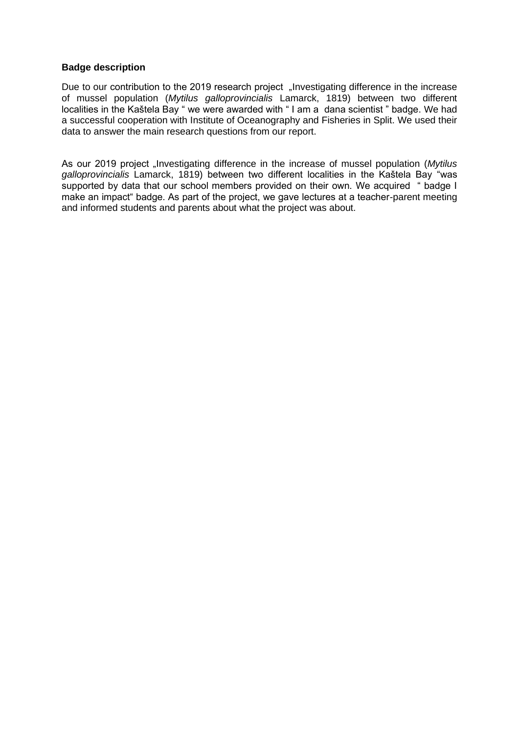**Badge description**

Due to our contribution to the 2019 research project „Investigating difference in the increase of mussel population (*Mytilus galloprovincialis* Lamarck, 1819) between two different localities in the Kaštela Bay " we were awarded with " I am a dana scientist " badge. We had a successful cooperation with Institute of Oceanography and Fisheries in Split. We used their data to answer the main research questions from our report.

As our 2019 project „Investigating difference in the increase of mussel population (*Mytilus galloprovincialis* Lamarck, 1819) between two different localities in the Kaštela Bay "was supported by data that our school members provided on their own. We acquired " badge I make an impact" badge. As part of the project, we gave lectures at a teacher-parent meeting and informed students and parents about what the project was about.